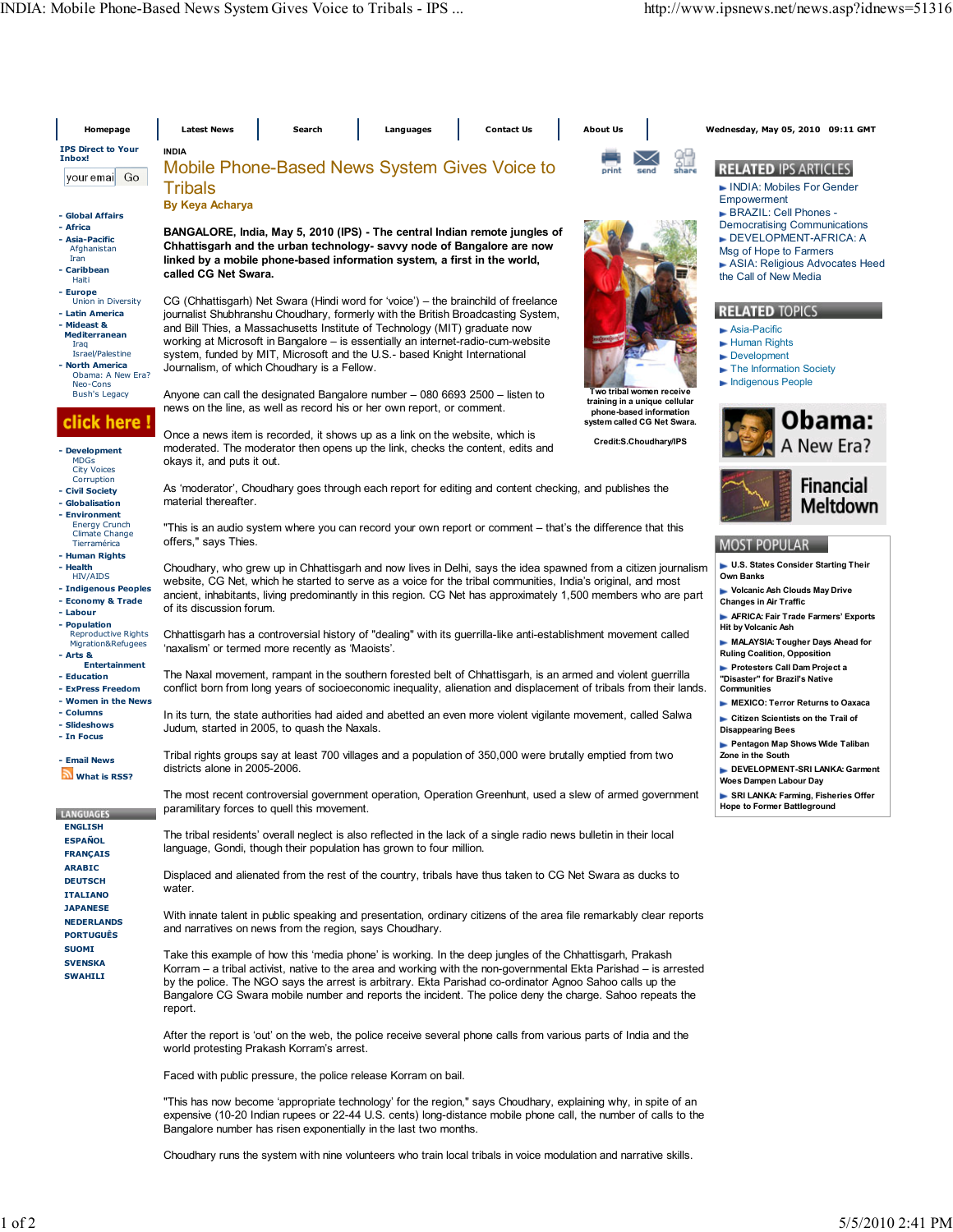INDIA

# Mobile Phone-Based News System Gives Voice to Tribals

**By Keya Acharya**

**BANGALORE, India, May 5, 2010 (IPS) - The central Indian remote jungles of Chhattisgarh and the urban technology- savvy node of Bangalore are now linked by a mobile phone-based information system, a first in the world, called CG Net Swara.**

Two tribal women receive training in a unique cellular phone-based information system called CG Net Swara.

Credit:S.Choudhary/IPS

CG (Chhattisgarh) Net Swara (Hindi word for 'voice') – the brainchild of freelance journalist Shubhranshu Choudhary, formerly with the British Broadcasting System, and Bill Thies, a Massachusetts Institute of Technology (MIT) graduate now working at Microsoft in Bangalore – is essentially an internet-radio-cum-website system, funded by MIT, Microsoft and the U.S.- based Knight International Journalism, of which Choudhary is a Fellow.

Anyone can call the designated Bangalore number – 080 6693 2500 – listen to news on the line, as well as record his or her own report, or comment.

Once a news item is recorded, it shows up as a link on the website, which is moderated. The moderator then opens up the link, checks the content, edits and okays it, and puts it out.

As 'moderator', Choudhary goes through each report for editing and content checking, and publishes the material thereafter.

"This is an audio system where you can record your own report or comment – that's the difference that this offers," says Thies.

Choudhary, who grew up in Chhattisgarh and now lives in Delhi, says the idea spawned from a citizen journalism website, CG Net, which he started to serve as a voice for the tribal communities, India's original, and most ancient, inhabitants, living predominantly in this region. CG Net has approximately 1,500 members who are part of its discussion forum.

Chhattisgarh has a controversial history of "dealing" with its guerrilla-like anti-establishment movement called 'naxalism' or termed more recently as 'Maoists'.

The Naxal movement, rampant in the southern forested belt of Chhattisgarh, is an armed and violent guerrilla conflict born from long years of socioeconomic inequality, alienation and displacement of tribals from their lands.

In its turn, the state authorities had aided and abetted an even more violent vigilante movement, called Salwa Judum, started in 2005, to quash the Naxals.

Tribal rights groups say at least 700 villages and a population of 350,000 were brutally emptied from two districts alone in 2005-2006.

The most recent controversial government operation, Operation Greenhunt, used a slew of armed government paramilitary forces to quell this movement.

The tribal residents' overall neglect is also reflected in the lack of a single radio news bulletin in their local language, Gondi, though their population has grown to four million.

Displaced and alienated from the rest of the country, tribals have thus taken to CG Net Swara as ducks to water.

With innate talent in public speaking and presentation, ordinary citizens of the area file remarkably clear reports and narratives on news from the region, says Choudhary.

Take this example of how this 'media phone' is working. In the deep jungles of the Chhattisgarh, Prakash Korram – a tribal activist, native to the area and working with the non-governmental Ekta Parishad – is arrested by the police. The NGO says the arrest is arbitrary. Ekta Parishad co-ordinator Agnoo Sahoo calls up the Bangalore CG Swara mobile number and reports the incident. The police deny the charge. Sahoo repeats the report.

After the report is 'out' on the web, the police receive several phone calls from various parts of India and the world protesting Prakash Korram's arrest.

Faced with public pressure, the police release Korram on bail.

"This has now become 'appropriate technology' for the region," says Choudhary, explaining why, in spite of an expensive (10-20 Indian rupees or 22-44 U.S. cents) long-distance mobile phone call, the number of calls to the Bangalore number has risen exponentially in the last two months.

Choudhary runs the system with nine volunteers who train local tribals in voice modulation and narrative skills.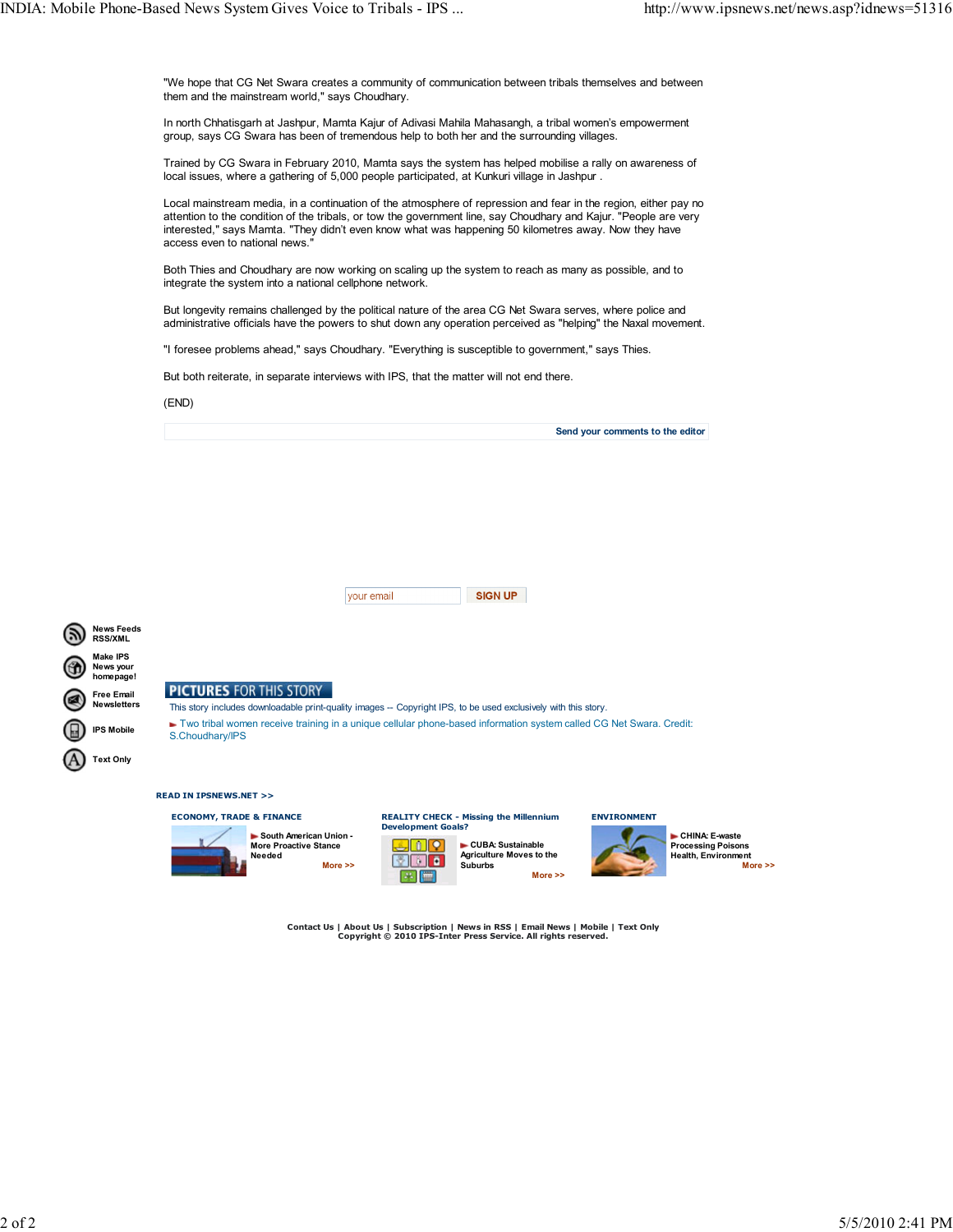"We hope that CG Net Swara creates a community of communication between tribals themselves and between them and the mainstream world," says Choudhary.

In north Chhatisgarh at Jashpur, Mamta Kajur of Adivasi Mahila Mahasangh, a tribal women's empowerment group, says CG Swara has been of tremendous help to both her and the surrounding villages.

Trained by CG Swara in February 2010, Mamta says the system has helped mobilise a rally on awareness of local issues, where a gathering of 5,000 people participated, at Kunkuri village in Jashpur .

Local mainstream media, in a continuation of the atmosphere of repression and fear in the region, either pay no attention to the condition of the tribals, or tow the government line, say Choudhary and Kajur. "People are very interested," says Mamta. "They didn't even know what was happening 50 kilometres away. Now they have access even to national news."

Both Thies and Choudhary are now working on scaling up the system to reach as many as possible, and to integrate the system into a national cellphone network.

But longevity remains challenged by the political nature of the area CG Net Swara serves, where police and administrative officials have the powers to shut down any operation perceived as "helping" the Naxal movement.

"I foresee problems ahead," says Choudhary. "Everything is susceptible to government," says Thies.

But both reiterate, in separate interviews with IPS, that the matter will not end there.

(END)

Send your comments to the editor

your email SIGN UP

News Feeds RSS/XML

Make IPS News your homepage!

Free Email Newsletters

IPS Mobile

Text Only

## PICTURES FOR THIS STORY

This story includes downloadable print-quality images -- Copyright IPS, to be used exclusively with this story.

- Two tribal women receive training in a unique cellular phone-based information system called CG Net Swara. Credit: S.Choudhary/IPS

**READ IN IPSNEWS.NET >>**

**ECONOMY, TRADE & FINANCE**

- South American Union - More Proactive Stance Needed

More >>

**REALITY CHECK - Missing the Millennium Development Goals?**

- CUBA: Sustainable Agriculture Moves to the Suburbs

More >>

**ENVIRONMENT**

- CHINA: E-waste Processing Poisons Health, Environment

More >>

Contact Us | About Us | Subscription | News in RSS | Email News | Mobile | Text Only
Copyright © 2010 IPS-Inter Press Service. All rights reserved.